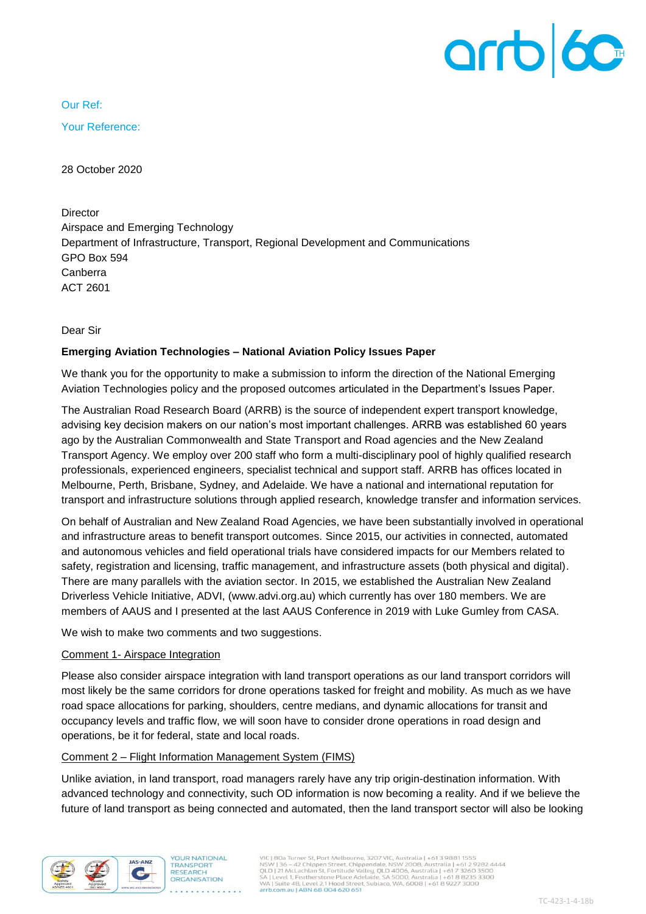Our Ref:

Your Reference:

28 October 2020

Director
Airspace and Emerging Technology
Department of Infrastructure, Transport, Regional Development and Communications
GPO Box 594
Canberra
ACT 2601

Dear Sir

**Emerging Aviation Technologies – National Aviation Policy Issues Paper**

We thank you for the opportunity to make a submission to inform the direction of the National Emerging Aviation Technologies policy and the proposed outcomes articulated in the Department's Issues Paper.

The Australian Road Research Board (ARRB) is the source of independent expert transport knowledge, advising key decision makers on our nation's most important challenges. ARRB was established 60 years ago by the Australian Commonwealth and State Transport and Road agencies and the New Zealand Transport Agency. We employ over 200 staff who form a multi-disciplinary pool of highly qualified research professionals, experienced engineers, specialist technical and support staff. ARRB has offices located in Melbourne, Perth, Brisbane, Sydney, and Adelaide. We have a national and international reputation for transport and infrastructure solutions through applied research, knowledge transfer and information services.

On behalf of Australian and New Zealand Road Agencies, we have been substantially involved in operational and infrastructure areas to benefit transport outcomes. Since 2015, our activities in connected, automated and autonomous vehicles and field operational trials have considered impacts for our Members related to safety, registration and licensing, traffic management, and infrastructure assets (both physical and digital). There are many parallels with the aviation sector. In 2015, we established the Australian New Zealand Driverless Vehicle Initiative, ADVI, (www.advi.org.au) which currently has over 180 members. We are members of AAUS and I presented at the last AAUS Conference in 2019 with Luke Gumley from CASA.

We wish to make two comments and two suggestions.

Comment 1- Airspace Integration

Please also consider airspace integration with land transport operations as our land transport corridors will most likely be the same corridors for drone operations tasked for freight and mobility. As much as we have road space allocations for parking, shoulders, centre medians, and dynamic allocations for transit and occupancy levels and traffic flow, we will soon have to consider drone operations in road design and operations, be it for federal, state and local roads.

Comment 2 – Flight Information Management System (FIMS)

Unlike aviation, in land transport, road managers rarely have any trip origin-destination information. With advanced technology and connectivity, such OD information is now becoming a reality. And if we believe the future of land transport as being connected and automated, then the land transport sector will also be looking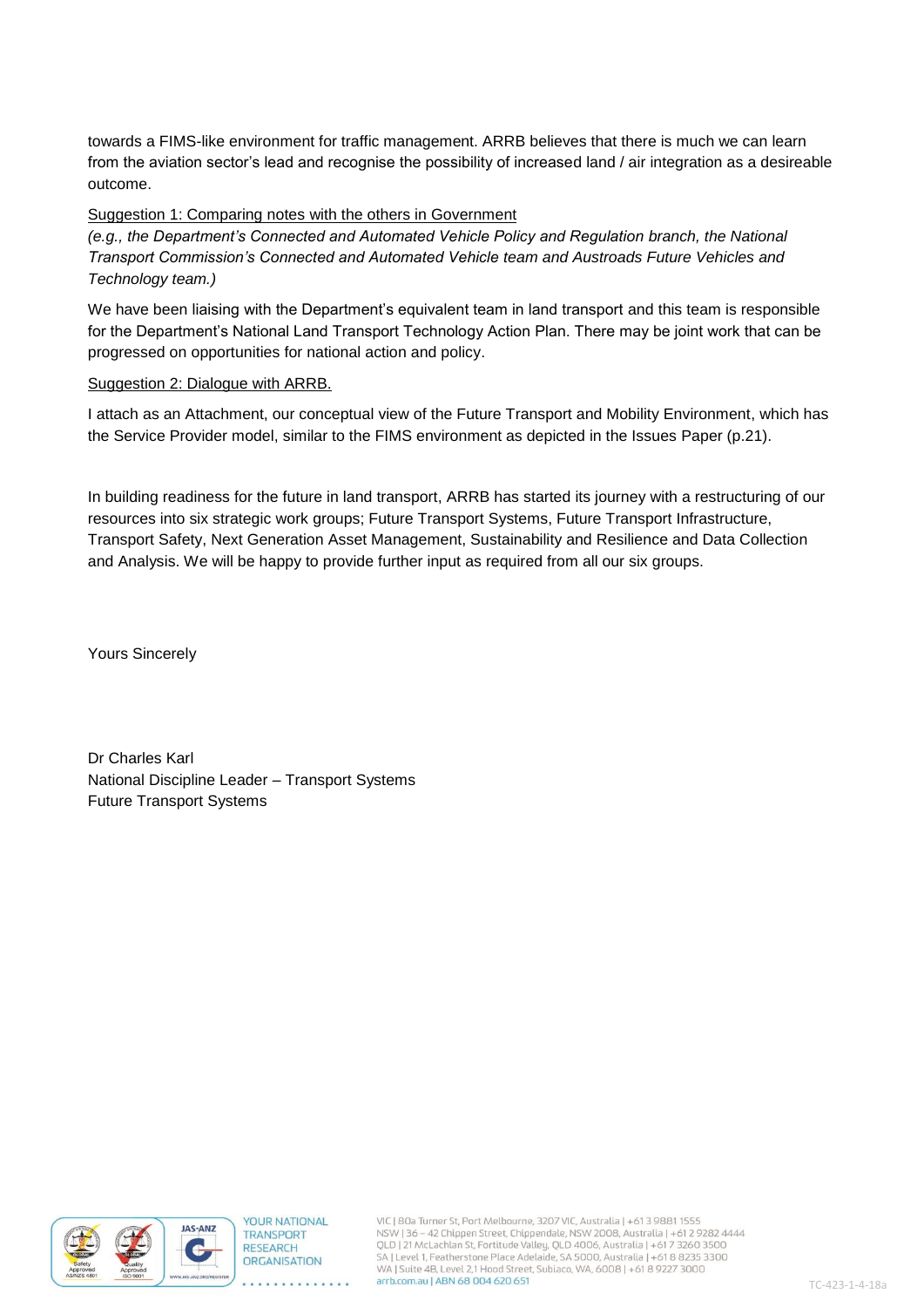towards a FIMS-like environment for traffic management. ARRB believes that there is much we can learn from the aviation sector's lead and recognise the possibility of increased land / air integration as a desireable outcome.

<u>Suggestion 1: Comparing notes with the others in Government</u>
*(e.g., the Department's Connected and Automated Vehicle Policy and Regulation branch, the National Transport Commission's Connected and Automated Vehicle team and Austroads Future Vehicles and Technology team.)*

We have been liaising with the Department's equivalent team in land transport and this team is responsible for the Department's National Land Transport Technology Action Plan. There may be joint work that can be progressed on opportunities for national action and policy.

<u>Suggestion 2: Dialogue with ARRB.</u>

I attach as an Attachment, our conceptual view of the Future Transport and Mobility Environment, which has the Service Provider model, similar to the FIMS environment as depicted in the Issues Paper (p.21).

In building readiness for the future in land transport, ARRB has started its journey with a restructuring of our resources into six strategic work groups; Future Transport Systems, Future Transport Infrastructure, Transport Safety, Next Generation Asset Management, Sustainability and Resilience and Data Collection and Analysis. We will be happy to provide further input as required from all our six groups.

Yours Sincerely

Dr Charles Karl
National Discipline Leader – Transport Systems
Future Transport Systems

YOUR NATIONAL TRANSPORT RESEARCH ORGANISATION

VIC | 80a Turner St, Port Melbourne, 3207 VIC, Australia | +61 3 9881 1555
NSW | 36 – 42 Chippen Street, Chippendale, NSW 2008, Australia | +61 2 9282 4444
QLD | 21 McLachlan St, Fortitude Valley, QLD 4006, Australia | +61 7 3260 3500
SA | Level 1, Featherstone Place Adelaide, SA 5000, Australia | +61 8 8235 3300
WA | Suite 4B, Level 2, 1 Hood Street, Subiaco, WA, 6008 | +61 8 9227 3000
arrb.com.au | ABN 68 004 620 651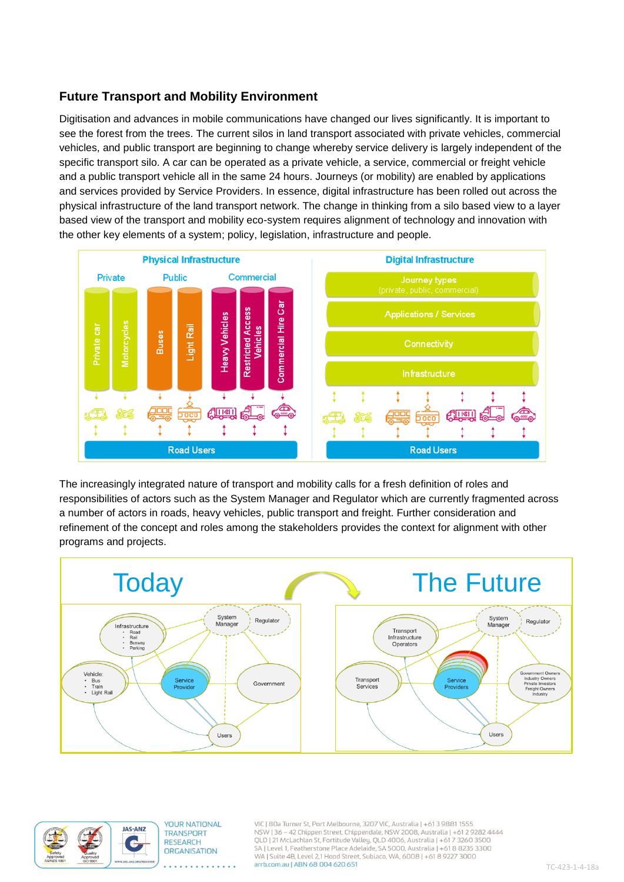## Future Transport and Mobility Environment

Digitisation and advances in mobile communications have changed our lives significantly. It is important to see the forest from the trees. The current silos in land transport associated with private vehicles, commercial vehicles, and public transport are beginning to change whereby service delivery is largely independent of the specific transport silo. A car can be operated as a private vehicle, a service, commercial or freight vehicle and a public transport vehicle all in the same 24 hours. Journeys (or mobility) are enabled by applications and services provided by Service Providers. In essence, digital infrastructure has been rolled out across the physical infrastructure of the land transport network. The change in thinking from a silo based view to a layer based view of the transport and mobility eco-system requires alignment of technology and innovation with the other key elements of a system; policy, legislation, infrastructure and people.

Physical Infrastructure
Private
Public
Commercial
Private car
Motorcycles
Buses
Light Rail
Heavy Vehicles
Restricted Access Vehicles
Commercial Hire Car
Road Users

Digital Infrastructure
Journey types (private, public, commercial)
Applications / Services
Connectivity
Infrastructure
Road Users

The increasingly integrated nature of transport and mobility calls for a fresh definition of roles and responsibilities of actors such as the System Manager and Regulator which are currently fragmented across a number of actors in roads, heavy vehicles, public transport and freight. Further consideration and refinement of the concept and roles among the stakeholders provides the context for alignment with other programs and projects.

Today
Infrastructure
- Road
- Rail
- Busway
- Parking

System Manager
Regulator
Vehicle:
- Bus
- Train
- Light Rail

Service Provider
Government
Users

The Future
Transport Infrastructure Operators
System Manager
Regulator
Transport Services
Service Providers
Government Owners
Industry Owners
Private Investors
Freight Owners
Industry
Users